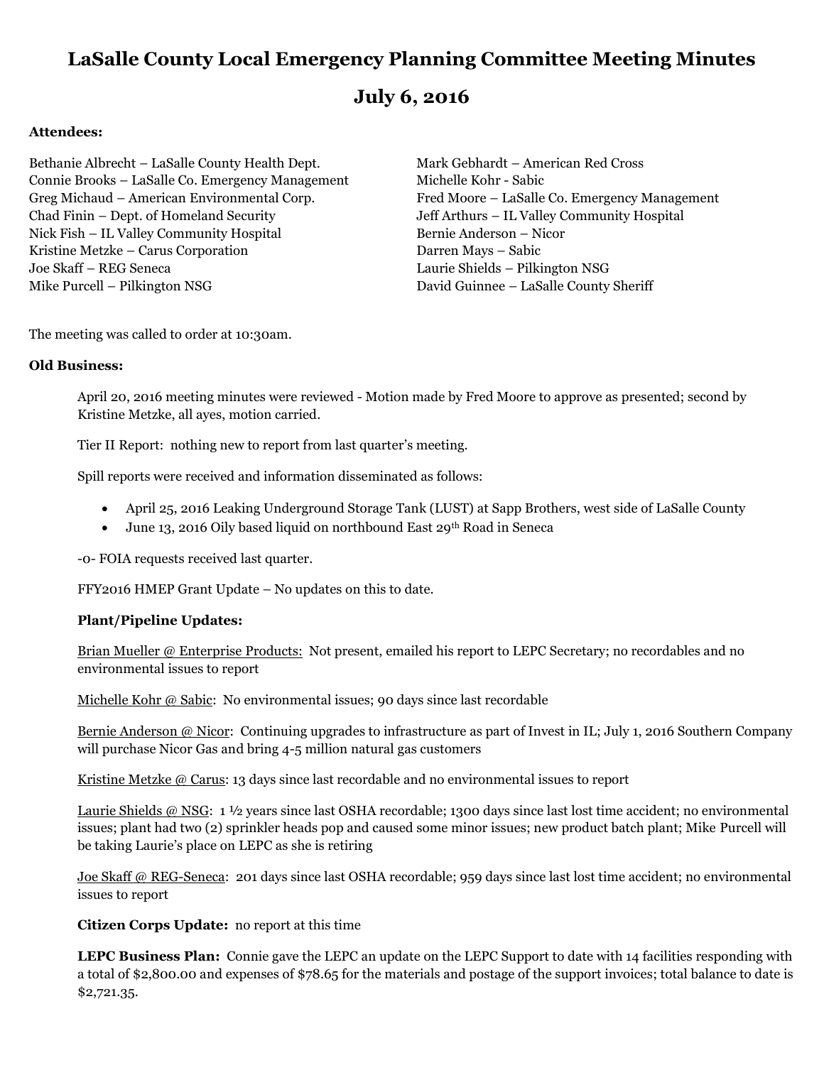# LaSalle County Local Emergency Planning Committee Meeting Minutes

## July 6, 2016

**Attendees:**

Bethanie Albrecht – LaSalle County Health Dept.
Connie Brooks – LaSalle Co. Emergency Management
Greg Michaud – American Environmental Corp.
Chad Finin – Dept. of Homeland Security
Nick Fish – IL Valley Community Hospital
Kristine Metzke – Carus Corporation
Joe Skaff – REG Seneca
Mike Purcell – Pilkington NSG
Mark Gebhardt – American Red Cross
Michelle Kohr - Sabic
Fred Moore – LaSalle Co. Emergency Management
Jeff Arthurs – IL Valley Community Hospital
Bernie Anderson – Nicor
Darren Mays – Sabic
Laurie Shields – Pilkington NSG
David Guinnee – LaSalle County Sheriff

The meeting was called to order at 10:30am.

**Old Business:**

April 20, 2016 meeting minutes were reviewed - Motion made by Fred Moore to approve as presented; second by Kristine Metzke, all ayes, motion carried.

Tier II Report: nothing new to report from last quarter's meeting.

Spill reports were received and information disseminated as follows:

- April 25, 2016 Leaking Underground Storage Tank (LUST) at Sapp Brothers, west side of LaSalle County
- June 13, 2016 Oily based liquid on northbound East 29th Road in Seneca

-0- FOIA requests received last quarter.

FFY2016 HMEP Grant Update – No updates on this to date.

**Plant/Pipeline Updates:**

Brian Mueller @ Enterprise Products: Not present, emailed his report to LEPC Secretary; no recordables and no environmental issues to report

Michelle Kohr @ Sabic: No environmental issues; 90 days since last recordable

Bernie Anderson @ Nicor: Continuing upgrades to infrastructure as part of Invest in IL; July 1, 2016 Southern Company will purchase Nicor Gas and bring 4-5 million natural gas customers

Kristine Metzke @ Carus: 13 days since last recordable and no environmental issues to report

Laurie Shields @ NSG: 1 ½ years since last OSHA recordable; 1300 days since last lost time accident; no environmental issues; plant had two (2) sprinkler heads pop and caused some minor issues; new product batch plant; Mike Purcell will be taking Laurie's place on LEPC as she is retiring

Joe Skaff @ REG-Seneca: 201 days since last OSHA recordable; 959 days since last lost time accident; no environmental issues to report

**Citizen Corps Update:** no report at this time

**LEPC Business Plan:** Connie gave the LEPC an update on the LEPC Support to date with 14 facilities responding with a total of $2,800.00 and expenses of $78.65 for the materials and postage of the support invoices; total balance to date is $2,721.35.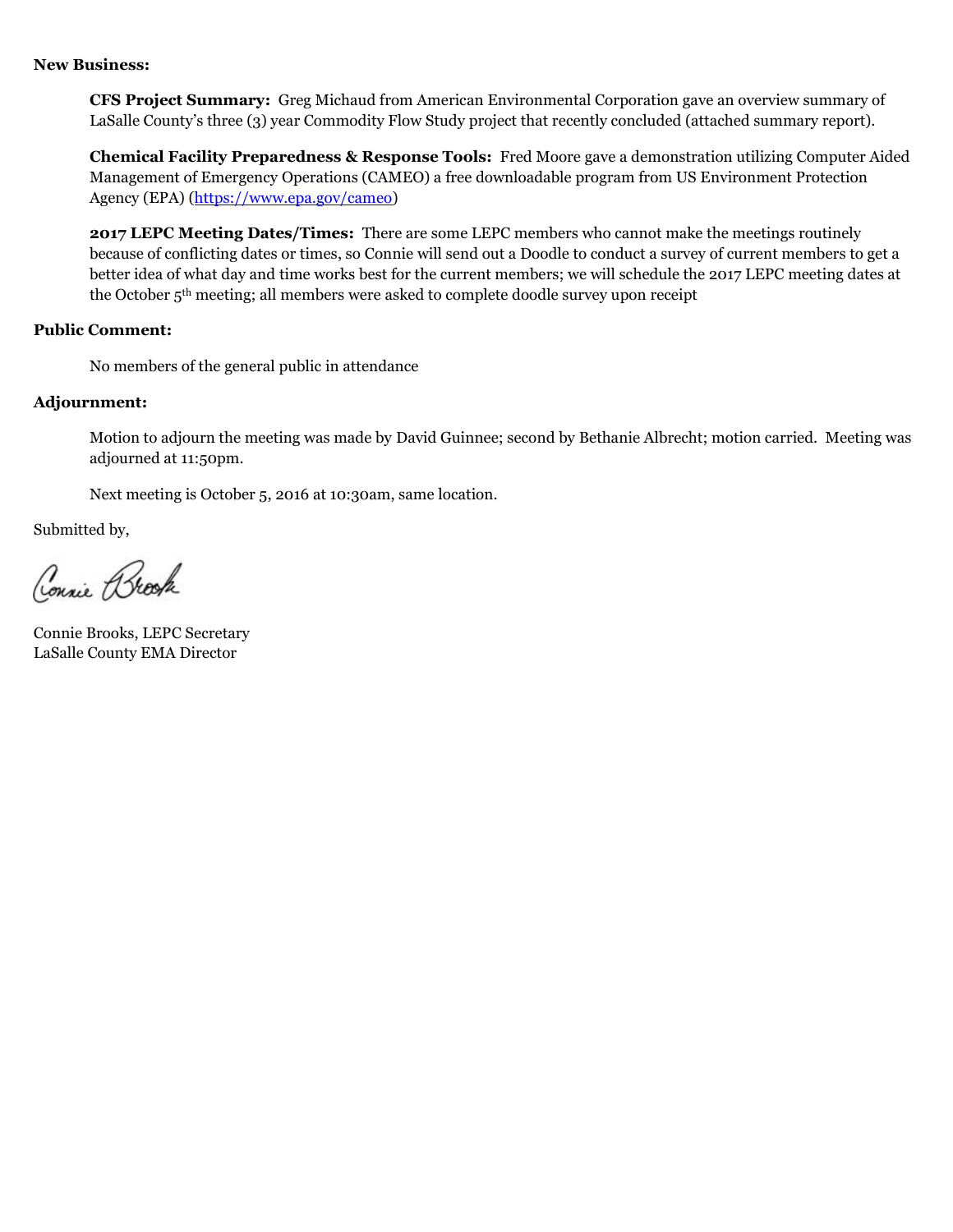**New Business:**

**CFS Project Summary:** Greg Michaud from American Environmental Corporation gave an overview summary of LaSalle County's three (3) year Commodity Flow Study project that recently concluded (attached summary report).

**Chemical Facility Preparedness & Response Tools:** Fred Moore gave a demonstration utilizing Computer Aided Management of Emergency Operations (CAMEO) a free downloadable program from US Environment Protection Agency (EPA) (https://www.epa.gov/cameo)

**2017 LEPC Meeting Dates/Times:** There are some LEPC members who cannot make the meetings routinely because of conflicting dates or times, so Connie will send out a Doodle to conduct a survey of current members to get a better idea of what day and time works best for the current members; we will schedule the 2017 LEPC meeting dates at the October 5th meeting; all members were asked to complete doodle survey upon receipt

**Public Comment:**

No members of the general public in attendance

**Adjournment:**

Motion to adjourn the meeting was made by David Guinnee; second by Bethanie Albrecht; motion carried. Meeting was adjourned at 11:50pm.

Next meeting is October 5, 2016 at 10:30am, same location.

Submitted by,

Connie Brooks, LEPC Secretary
LaSalle County EMA Director